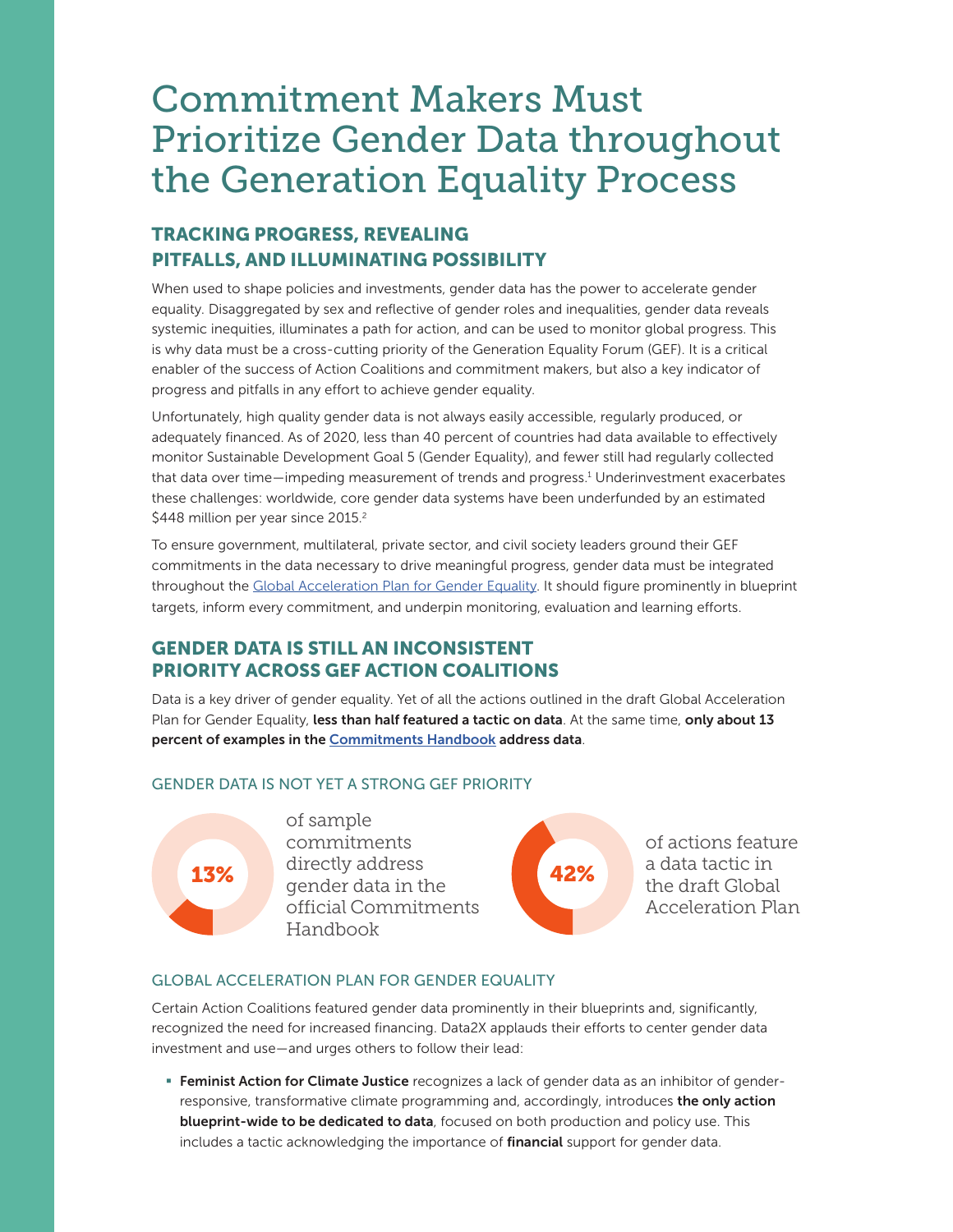# Commitment Makers Must Prioritize Gender Data throughout the Generation Equality Process

## TRACKING PROGRESS, REVEALING PITFALLS, AND ILLUMINATING POSSIBILITY

When used to shape policies and investments, gender data has the power to accelerate gender equality. Disaggregated by sex and reflective of gender roles and inequalities, gender data reveals systemic inequities, illuminates a path for action, and can be used to monitor global progress. This is why data must be a cross-cutting priority of the Generation Equality Forum (GEF). It is a critical enabler of the success of Action Coalitions and commitment makers, but also a key indicator of progress and pitfalls in any effort to achieve gender equality.

Unfortunately, high quality gender data is not always easily accessible, regularly produced, or adequately financed. As of 2020, less than 40 percent of countries had data available to effectively monitor Sustainable Development Goal 5 (Gender Equality), and fewer still had regularly collected that data over time—impeding measurement of trends and progress.[1] Underinvestment exacerbates these challenges: worldwide, core gender data systems have been underfunded by an estimated $448 million per year since 2015.[2]

To ensure government, multilateral, private sector, and civil society leaders ground their GEF commitments in the data necessary to drive meaningful progress, gender data must be integrated throughout the Global Acceleration Plan for Gender Equality. It should figure prominently in blueprint targets, inform every commitment, and underpin monitoring, evaluation and learning efforts.

## GENDER DATA IS STILL AN INCONSISTENT PRIORITY ACROSS GEF ACTION COALITIONS

Data is a key driver of gender equality. Yet of all the actions outlined in the draft Global Acceleration Plan for Gender Equality, **less than half featured a tactic on data**. At the same time, **only about 13 percent of examples in the Commitments Handbook address data**.

### GENDER DATA IS NOT YET A STRONG GEF PRIORITY

**13%** of sample commitments directly address gender data in the official Commitments Handbook

**42%** of actions feature a data tactic in the draft Global Acceleration Plan

### GLOBAL ACCELERATION PLAN FOR GENDER EQUALITY

Certain Action Coalitions featured gender data prominently in their blueprints and, significantly, recognized the need for increased financing. Data2X applauds their efforts to center gender data investment and use—and urges others to follow their lead:

- **Feminist Action for Climate Justice** recognizes a lack of gender data as an inhibitor of gender-responsive, transformative climate programming and, accordingly, introduces **the only action blueprint-wide to be dedicated to data**, focused on both production and policy use. This includes a tactic acknowledging the importance of **financial** support for gender data.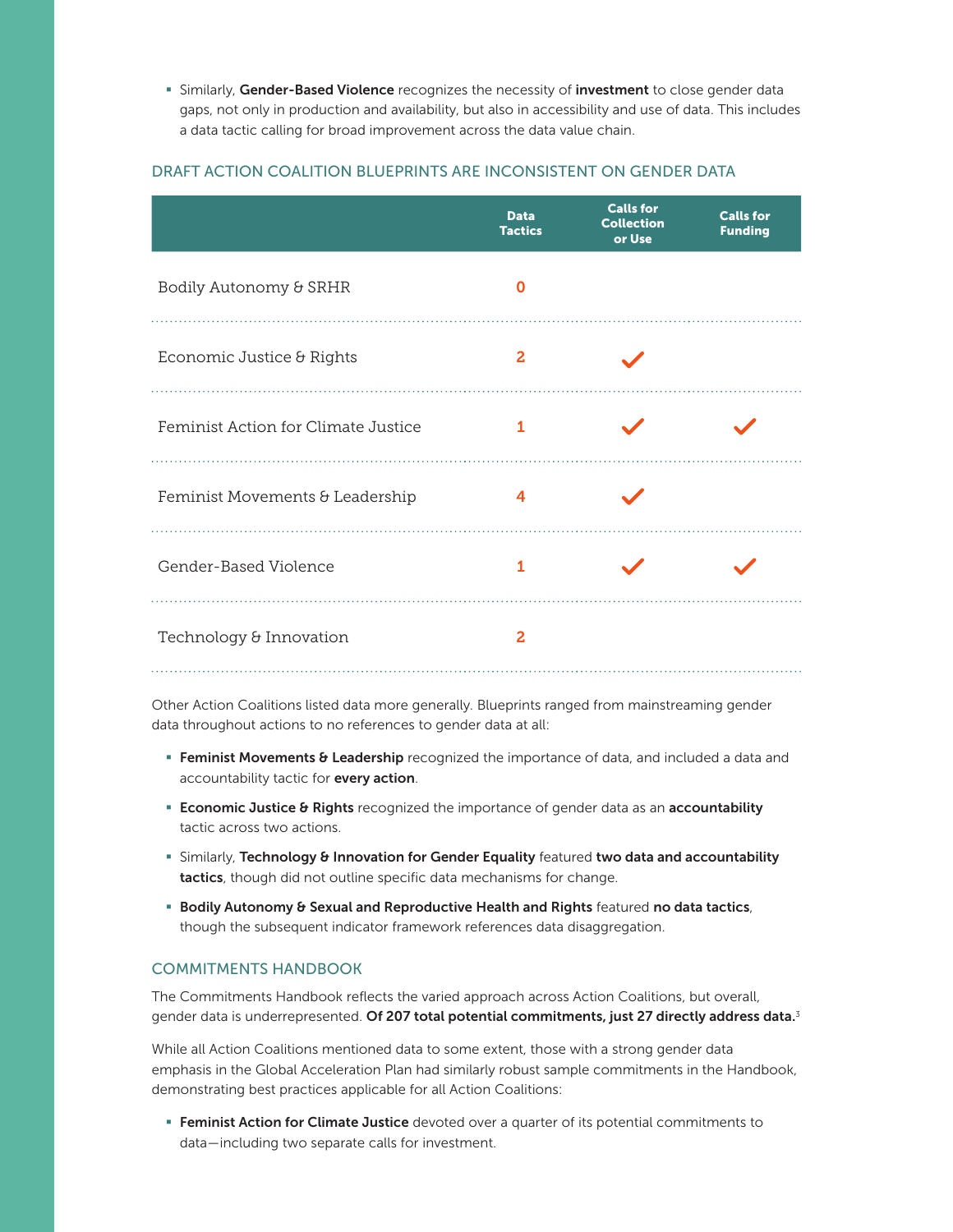- Similarly, **Gender-Based Violence** recognizes the necessity of **investment** to close gender data gaps, not only in production and availability, but also in accessibility and use of data. This includes a data tactic calling for broad improvement across the data value chain.

## DRAFT ACTION COALITION BLUEPRINTS ARE INCONSISTENT ON GENDER DATA

| | Data Tactics | Calls for Collection or Use | Calls for Funding |
|---|---|---|---|
| Bodily Autonomy & SRHR | 0 | | |
| Economic Justice & Rights | 2 | ✓ | |
| Feminist Action for Climate Justice | 1 | ✓ | ✓ |
| Feminist Movements & Leadership | 4 | ✓ | |
| Gender-Based Violence | 1 | ✓ | ✓ |
| Technology & Innovation | 2 | | |

Other Action Coalitions listed data more generally. Blueprints ranged from mainstreaming gender data throughout actions to no references to gender data at all:

- **Feminist Movements & Leadership** recognized the importance of data, and included a data and accountability tactic for **every action**.
- **Economic Justice & Rights** recognized the importance of gender data as an **accountability** tactic across two actions.
- Similarly, **Technology & Innovation for Gender Equality** featured **two data and accountability tactics**, though did not outline specific data mechanisms for change.
- **Bodily Autonomy & Sexual and Reproductive Health and Rights** featured **no data tactics**, though the subsequent indicator framework references data disaggregation.

## COMMITMENTS HANDBOOK

The Commitments Handbook reflects the varied approach across Action Coalitions, but overall, gender data is underrepresented. **Of 207 total potential commitments, just 27 directly address data.**[3]

While all Action Coalitions mentioned data to some extent, those with a strong gender data emphasis in the Global Acceleration Plan had similarly robust sample commitments in the Handbook, demonstrating best practices applicable for all Action Coalitions:

- **Feminist Action for Climate Justice** devoted over a quarter of its potential commitments to data—including two separate calls for investment.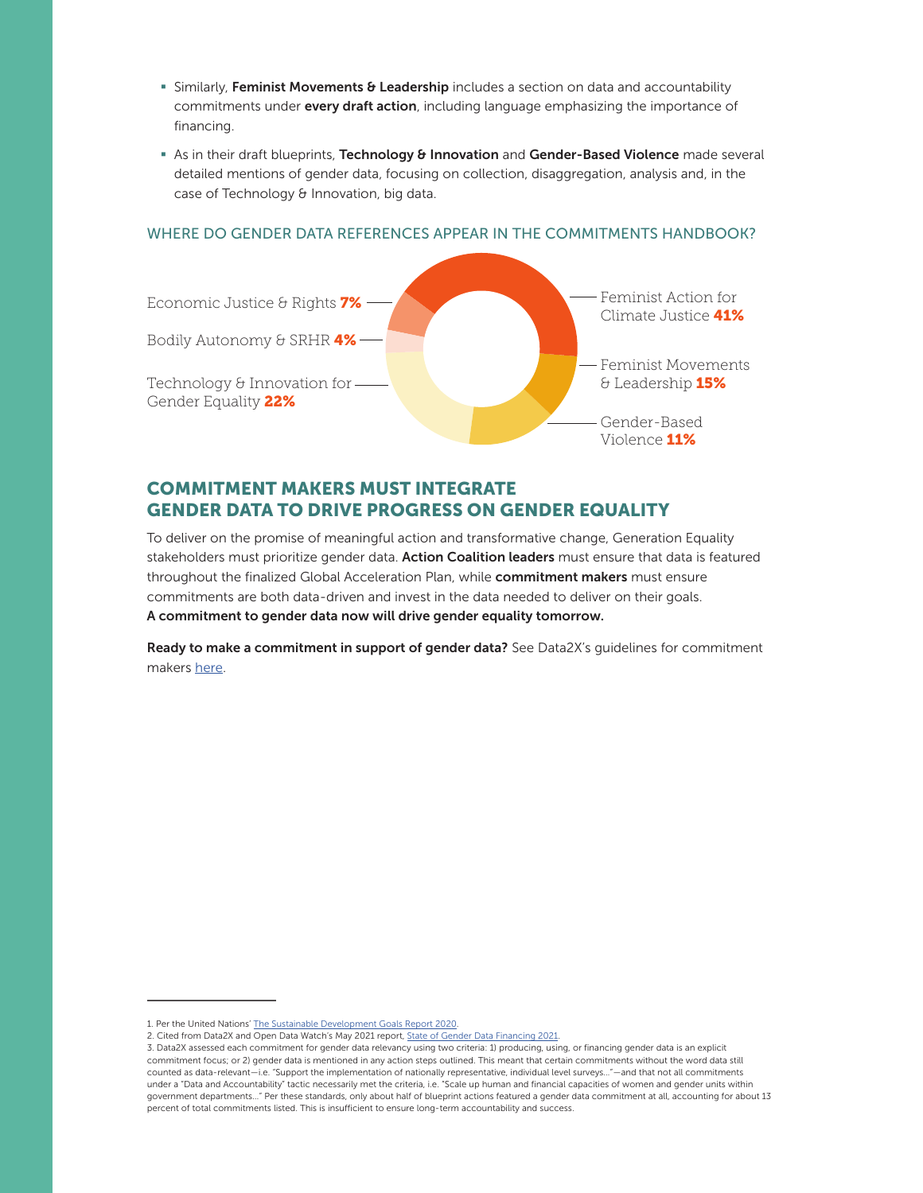- Similarly, **Feminist Movements & Leadership** includes a section on data and accountability commitments under **every draft action**, including language emphasizing the importance of financing.
- As in their draft blueprints, **Technology & Innovation** and **Gender-Based Violence** made several detailed mentions of gender data, focusing on collection, disaggregation, analysis and, in the case of Technology & Innovation, big data.

WHERE DO GENDER DATA REFERENCES APPEAR IN THE COMMITMENTS HANDBOOK?

Economic Justice & Rights **7%**

Bodily Autonomy & SRHR **4%**

Technology & Innovation for Gender Equality **22%**

Feminist Action for Climate Justice **41%**

Feminist Movements & Leadership **15%**

Gender-Based Violence **11%**

## COMMITMENT MAKERS MUST INTEGRATE GENDER DATA TO DRIVE PROGRESS ON GENDER EQUALITY

To deliver on the promise of meaningful action and transformative change, Generation Equality stakeholders must prioritize gender data. **Action Coalition leaders** must ensure that data is featured throughout the finalized Global Acceleration Plan, while **commitment makers** must ensure commitments are both data-driven and invest in the data needed to deliver on their goals. **A commitment to gender data now will drive gender equality tomorrow.**

**Ready to make a commitment in support of gender data?** See Data2X's guidelines for commitment makers here.

---

1. Per the United Nations' The Sustainable Development Goals Report 2020.
2. Cited from Data2X and Open Data Watch's May 2021 report, State of Gender Data Financing 2021.
3. Data2X assessed each commitment for gender data relevancy using two criteria: 1) producing, using, or financing gender data is an explicit commitment focus; or 2) gender data is mentioned in any action steps outlined. This meant that certain commitments without the word data still counted as data-relevant—i.e. "Support the implementation of nationally representative, individual level surveys..."—and that not all commitments under a "Data and Accountability" tactic necessarily met the criteria, i.e. "Scale up human and financial capacities of women and gender units within government departments..." Per these standards, only about half of blueprint actions featured a gender data commitment at all, accounting for about 13 percent of total commitments listed. This is insufficient to ensure long-term accountability and success.